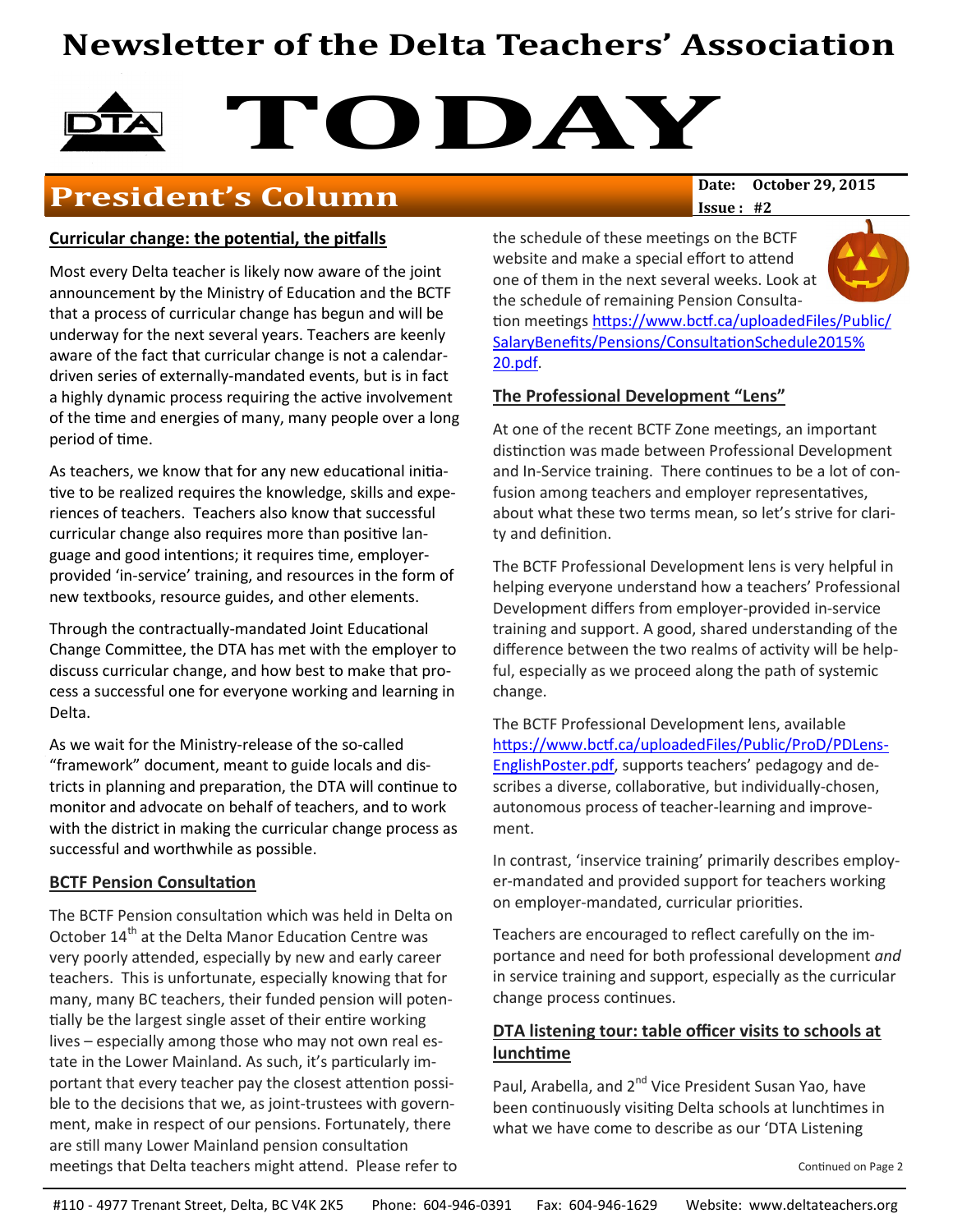# Newsletter of the Delta Teachers' Association

# TODAY

## President's Column

**Date:** October 29, 2015
**Issue :** #2

### Curricular change: the potential, the pitfalls

Most every Delta teacher is likely now aware of the joint announcement by the Ministry of Education and the BCTF that a process of curricular change has begun and will be underway for the next several years. Teachers are keenly aware of the fact that curricular change is not a calendar-driven series of externally-mandated events, but is in fact a highly dynamic process requiring the active involvement of the time and energies of many, many people over a long period of time.

As teachers, we know that for any new educational initiative to be realized requires the knowledge, skills and experiences of teachers. Teachers also know that successful curricular change also requires more than positive language and good intentions; it requires time, employer-provided 'in-service' training, and resources in the form of new textbooks, resource guides, and other elements.

Through the contractually-mandated Joint Educational Change Committee, the DTA has met with the employer to discuss curricular change, and how best to make that process a successful one for everyone working and learning in Delta.

As we wait for the Ministry-release of the so-called "framework" document, meant to guide locals and districts in planning and preparation, the DTA will continue to monitor and advocate on behalf of teachers, and to work with the district in making the curricular change process as successful and worthwhile as possible.

### BCTF Pension Consultation

The BCTF Pension consultation which was held in Delta on October 14th at the Delta Manor Education Centre was very poorly attended, especially by new and early career teachers. This is unfortunate, especially knowing that for many, many BC teachers, their funded pension will potentially be the largest single asset of their entire working lives – especially among those who may not own real estate in the Lower Mainland. As such, it's particularly important that every teacher pay the closest attention possible to the decisions that we, as joint-trustees with government, make in respect of our pensions. Fortunately, there are still many Lower Mainland pension consultation meetings that Delta teachers might attend. Please refer to the schedule of these meetings on the BCTF website and make a special effort to attend one of them in the next several weeks. Look at the schedule of remaining Pension Consultation meetings https://www.bctf.ca/uploadedFiles/Public/SalaryBenefits/Pensions/ConsultationSchedule2015%20.pdf.

### The Professional Development "Lens"

At one of the recent BCTF Zone meetings, an important distinction was made between Professional Development and In-Service training. There continues to be a lot of confusion among teachers and employer representatives, about what these two terms mean, so let's strive for clarity and definition.

The BCTF Professional Development lens is very helpful in helping everyone understand how a teachers' Professional Development differs from employer-provided in-service training and support. A good, shared understanding of the difference between the two realms of activity will be helpful, especially as we proceed along the path of systemic change.

The BCTF Professional Development lens, available https://www.bctf.ca/uploadedFiles/Public/ProD/PDLens-EnglishPoster.pdf, supports teachers' pedagogy and describes a diverse, collaborative, but individually-chosen, autonomous process of teacher-learning and improvement.

In contrast, 'inservice training' primarily describes employer-mandated and provided support for teachers working on employer-mandated, curricular priorities.

Teachers are encouraged to reflect carefully on the importance and need for both professional development *and* in service training and support, especially as the curricular change process continues.

### DTA listening tour: table officer visits to schools at lunchtime

Paul, Arabella, and 2nd Vice President Susan Yao, have been continuously visiting Delta schools at lunchtimes in what we have come to describe as our 'DTA Listening

Continued on Page 2

#110 - 4977 Trenant Street, Delta, BC V4K 2K5 Phone: 604-946-0391 Fax: 604-946-1629 Website: www.deltateachers.org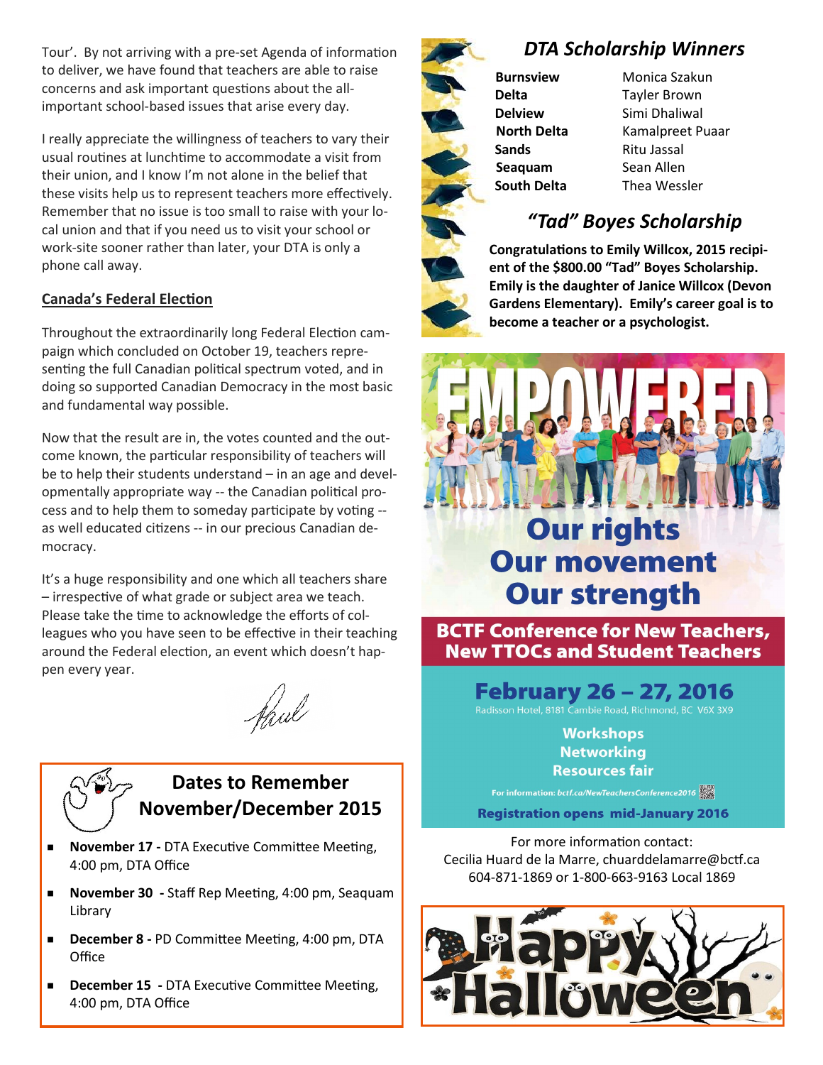Tour'. By not arriving with a pre-set Agenda of information to deliver, we have found that teachers are able to raise concerns and ask important questions about the all-important school-based issues that arise every day.

I really appreciate the willingness of teachers to vary their usual routines at lunchtime to accommodate a visit from their union, and I know I'm not alone in the belief that these visits help us to represent teachers more effectively. Remember that no issue is too small to raise with your local union and that if you need us to visit your school or work-site sooner rather than later, your DTA is only a phone call away.

**Canada's Federal Election**

Throughout the extraordinarily long Federal Election campaign which concluded on October 19, teachers representing the full Canadian political spectrum voted, and in doing so supported Canadian Democracy in the most basic and fundamental way possible.

Now that the result are in, the votes counted and the outcome known, the particular responsibility of teachers will be to help their students understand – in an age and developmentally appropriate way -- the Canadian political process and to help them to someday participate by voting -- as well educated citizens -- in our precious Canadian democracy.

It's a huge responsibility and one which all teachers share – irrespective of what grade or subject area we teach. Please take the time to acknowledge the efforts of colleagues who you have seen to be effective in their teaching around the Federal election, an event which doesn't happen every year.

*Paul*

## Dates to Remember November/December 2015

- **November 17 -** DTA Executive Committee Meeting, 4:00 pm, DTA Office
- **November 30 -** Staff Rep Meeting, 4:00 pm, Seaquam Library
- **December 8 -** PD Committee Meeting, 4:00 pm, DTA Office
- **December 15 -** DTA Executive Committee Meeting, 4:00 pm, DTA Office

## *DTA Scholarship Winners*

| | |
|---|---|
| **Burnsview** | Monica Szakun |
| **Delta** | Tayler Brown |
| **Delview** | Simi Dhaliwal |
| **North Delta** | Kamalpreet Puaar |
| **Sands** | Ritu Jassal |
| **Seaquam** | Sean Allen |
| **South Delta** | Thea Wessler |

## *"Tad" Boyes Scholarship*

**Congratulations to Emily Willcox, 2015 recipient of the $800.00 "Tad" Boyes Scholarship. Emily is the daughter of Janice Willcox (Devon Gardens Elementary). Emily's career goal is to become a teacher or a psychologist.**

EMPOWERED

**Our rights**
**Our movement**
**Our strength**

**BCTF Conference for New Teachers, New TTOCs and Student Teachers**

**February 26 – 27, 2016**
Radisson Hotel, 8181 Cambie Road, Richmond, BC V6X 3X9

**Workshops**
**Networking**
**Resources fair**

For information: *bctf.ca/NewTeachersConference2016*

**Registration opens mid-January 2016**

For more information contact:
Cecilia Huard de la Marre, chuarddelamarre@bctf.ca
604-871-1869 or 1-800-663-9163 Local 1869

Happy Halloween